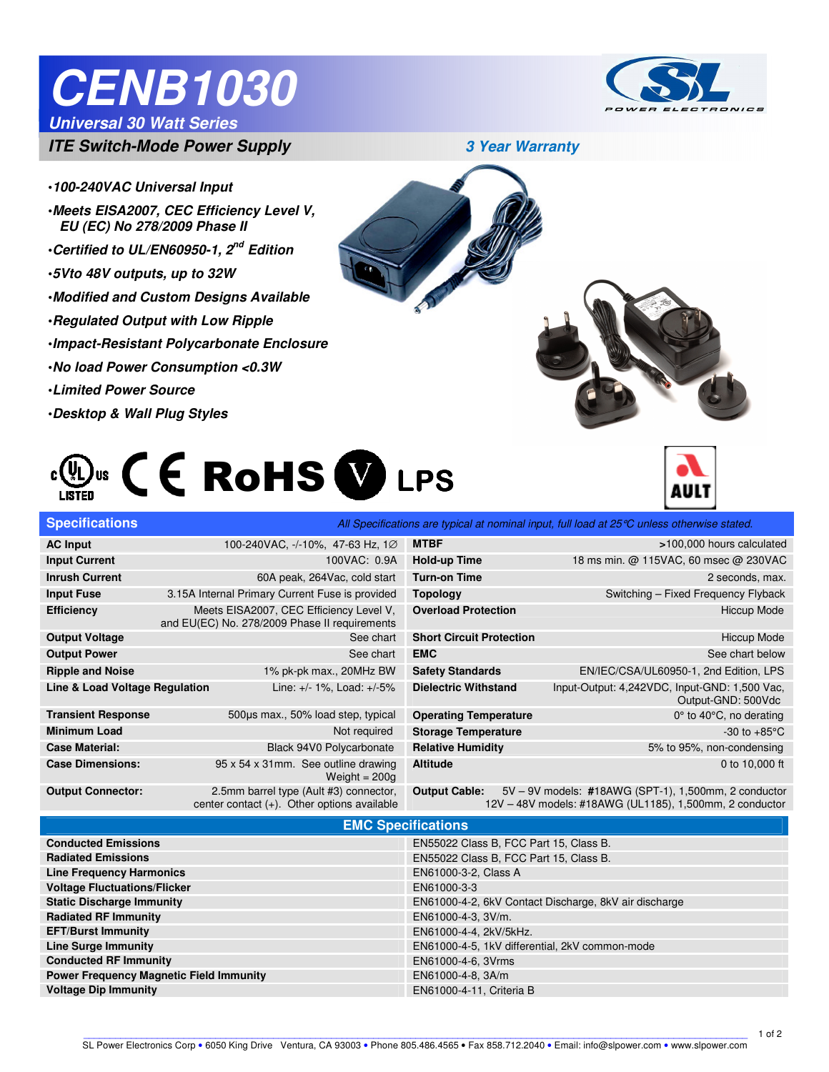# CENB1030

***Universal 30 Watt Series***

***ITE Switch-Mode Power Supply***

***3 Year Warranty***

- ***100-240VAC Universal Input***
- ***Meets EISA2007, CEC Efficiency Level V, EU (EC) No 278/2009 Phase II***
- ***Certified to UL/EN60950-1, 2nd Edition***
- ***5Vto 48V outputs, up to 32W***
- ***Modified and Custom Designs Available***
- ***Regulated Output with Low Ripple***
- ***Impact-Resistant Polycarbonate Enclosure***
- ***No load Power Consumption <0.3W***
- ***Limited Power Source***
- ***Desktop & Wall Plug Styles***

c UL us LISTED CE RoHS V LPS AULT

## Specifications

*All Specifications are typical at nominal input, full load at 25°C unless otherwise stated.*

| | | | |
|---|---|---|---|
| **AC Input** | 100-240VAC, -/-10%, 47-63 Hz, 1∅ | **MTBF** | >100,000 hours calculated |
| **Input Current** | 100VAC: 0.9A | **Hold-up Time** | 18 ms min. @ 115VAC, 60 msec @ 230VAC |
| **Inrush Current** | 60A peak, 264Vac, cold start | **Turn-on Time** | 2 seconds, max. |
| **Input Fuse** | 3.15A Internal Primary Current Fuse is provided | **Topology** | Switching – Fixed Frequency Flyback |
| **Efficiency** | Meets EISA2007, CEC Efficiency Level V, and EU(EC) No. 278/2009 Phase II requirements | **Overload Protection** | Hiccup Mode |
| **Output Voltage** | See chart | **Short Circuit Protection** | Hiccup Mode |
| **Output Power** | See chart | **EMC** | See chart below |
| **Ripple and Noise** | 1% pk-pk max., 20MHz BW | **Safety Standards** | EN/IEC/CSA/UL60950-1, 2nd Edition, LPS |
| **Line & Load Voltage Regulation** | Line: +/- 1%, Load: +/-5% | **Dielectric Withstand** | Input-Output: 4,242VDC, Input-GND: 1,500 Vac, Output-GND: 500Vdc |
| **Transient Response** | 500µs max., 50% load step, typical | **Operating Temperature** | 0° to 40°C, no derating |
| **Minimum Load** | Not required | **Storage Temperature** | -30 to +85°C |
| **Case Material:** | Black 94V0 Polycarbonate | **Relative Humidity** | 5% to 95%, non-condensing |
| **Case Dimensions:** | 95 x 54 x 31mm. See outline drawing Weight = 200g | **Altitude** | 0 to 10,000 ft |
| **Output Connector:** | 2.5mm barrel type (Ault #3) connector, center contact (+). Other options available | **Output Cable:** | 5V – 9V models: **#**18AWG (SPT-1), 1,500mm, 2 conductor 12V – 48V models: #18AWG (UL1185), 1,500mm, 2 conductor |

## EMC Specifications

| | |
|---|---|
| **Conducted Emissions** | EN55022 Class B, FCC Part 15, Class B. |
| **Radiated Emissions** | EN55022 Class B, FCC Part 15, Class B. |
| **Line Frequency Harmonics** | EN61000-3-2, Class A |
| **Voltage Fluctuations/Flicker** | EN61000-3-3 |
| **Static Discharge Immunity** | EN61000-4-2, 6kV Contact Discharge, 8kV air discharge |
| **Radiated RF Immunity** | EN61000-4-3, 3V/m. |
| **EFT/Burst Immunity** | EN61000-4-4, 2kV/5kHz. |
| **Line Surge Immunity** | EN61000-4-5, 1kV differential, 2kV common-mode |
| **Conducted RF Immunity** | EN61000-4-6, 3Vrms |
| **Power Frequency Magnetic Field Immunity** | EN61000-4-8, 3A/m |
| **Voltage Dip Immunity** | EN61000-4-11, Criteria B |

SL Power Electronics Corp • 6050 King Drive Ventura, CA 93003 • Phone 805.486.4565 • Fax 858.712.2040 • Email: info@slpower.com • www.slpower.com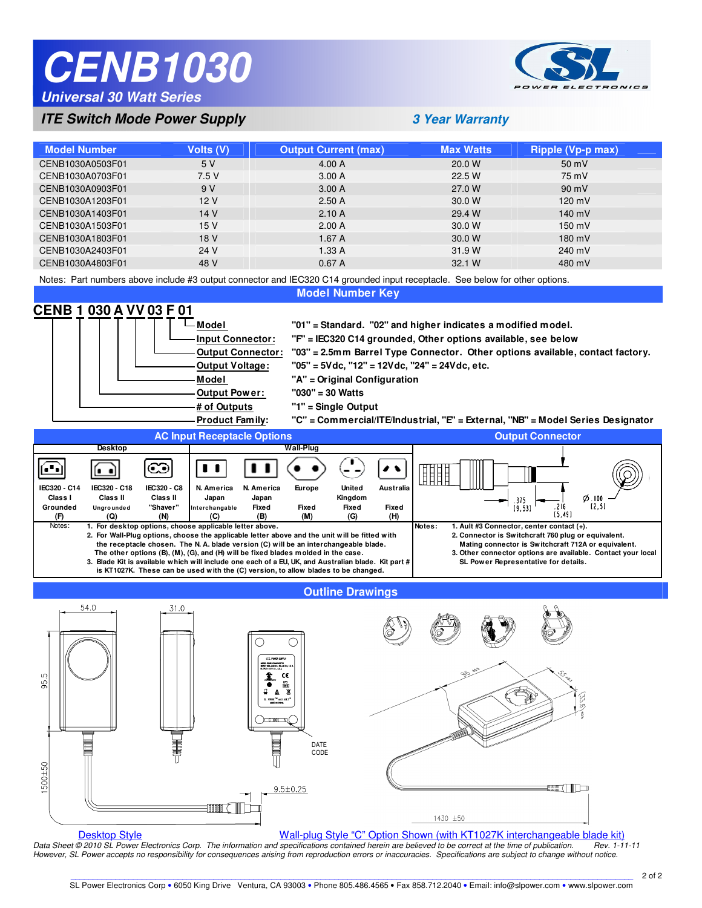# CENB1030

*Universal 30 Watt Series*

## ITE Switch Mode Power Supply

*3 Year Warranty*

| Model Number | Volts (V) | Output Current (max) | Max Watts | Ripple (Vp-p max) |
|---|---|---|---|---|
| CENB1030A0503F01 | 5 V | 4.00 A | 20.0 W | 50 mV |
| CENB1030A0703F01 | 7.5 V | 3.00 A | 22.5 W | 75 mV |
| CENB1030A0903F01 | 9 V | 3.00 A | 27.0 W | 90 mV |
| CENB1030A1203F01 | 12 V | 2.50 A | 30.0 W | 120 mV |
| CENB1030A1403F01 | 14 V | 2.10 A | 29.4 W | 140 mV |
| CENB1030A1503F01 | 15 V | 2.00 A | 30.0 W | 150 mV |
| CENB1030A1803F01 | 18 V | 1.67 A | 30.0 W | 180 mV |
| CENB1030A2403F01 | 24 V | 1.33 A | 31.9 W | 240 mV |
| CENB1030A4803F01 | 48 V | 0.67 A | 32.1 W | 480 mV |

Notes: Part numbers above include #3 output connector and IEC320 C14 grounded input receptacle. See below for other options.

## Model Number Key

**CENB 1 030 A VV 03 F 01**

- **Model**: "01" = Standard. "02" and higher indicates a modified model.
- **Input Connector:** "F" = IEC320 C14 grounded, Other options available, see below
- **Output Connector:** "03" = 2.5mm Barrel Type Connector. Other options available, contact factory.
- **Output Voltage:** "05" = 5Vdc, "12" = 12Vdc, "24" = 24Vdc, etc.
- **Model**: "A" = Original Configuration
- **Output Power:** "030" = 30 Watts
- **# of Outputs**: "1" = Single Output
- **Product Family:** "C" = Commercial/ITE/Industrial, "E" = External, "NB" = Model Series Designator

## AC Input Receptacle Options

| Desktop | | | Wall-Plug | | | | |
|---|---|---|---|---|---|---|---|
| IEC320 - C14 Class I Grounded (F) | IEC320 - C18 Class II Ungrounded (Q) | IEC320 - C8 Class II "Shaver" (N) | N. America Japan Interchangable (C) | N. America Japan Fixed (B) | Europe Fixed (M) | United Kingdom Fixed (G) | Australia Fixed (H) |

Notes:
1. For desktop options, choose applicable letter above.
2. For Wall-Plug options, choose the applicable letter above and the unit will be fitted with the receptacle blade chosen. The N. A. blade version (C) will be an interchangeable blade. The other options (B), (M), (G), and (H) will be fixed blades molded in the case.
3. Blade Kit is available which will include one each of a EU, UK, and Australian blade. Kit part # is KT1027K. These can be used with the (C) version, to allow blades to be changed.

## Output Connector

.375 [9,53]
.216 [5,49]
Ø .100 [2,5]

Notes:
1. Ault #3 Connector, center contact (+).
2. Connector is Switchcraft 760 plug or equivalent. Mating connector is Switchcraft 712A or equivalent.
3. Other connector options are available. Contact your local SL Power Representative for details.

## Outline Drawings

54.0
31.0
95.5
1500±50
9.5±0.25
DATE CODE
96
55
33.6
1430 ±50

Desktop Style

Wall-plug Style "C" Option Shown (with KT1027K interchangeable blade kit)

*Data Sheet © 2010 SL Power Electronics Corp. The information and specifications contained herein are believed to be correct at the time of publication. Rev. 1-11-11*
*However, SL Power accepts no responsibility for consequences arising from reproduction errors or inaccuracies. Specifications are subject to change without notice.*

SL Power Electronics Corp • 6050 King Drive Ventura, CA 93003 • Phone 805.486.4565 • Fax 858.712.2040 • Email: info@slpower.com • www.slpower.com